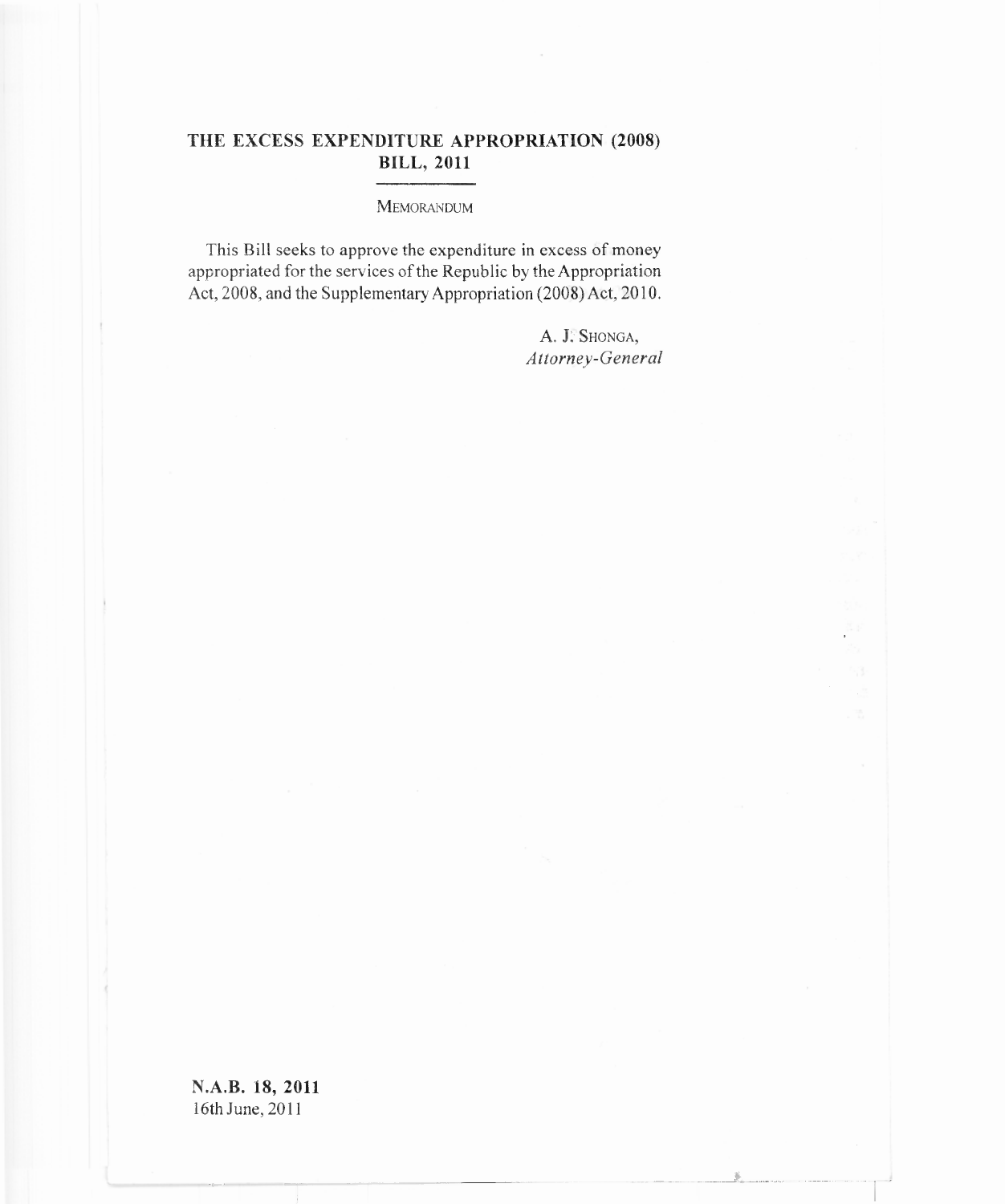# THE EXCESS EXPENDITURE APPROPRIATION (2008) BILL, 2011

MEMORANDUM

This Bill seeks to approve the expenditure in excess of money appropriated for the services of the Republic by the Appropriation Act, 2008, and the Supplementary Appropriation (2008) Act, 2010.

A. J. SHONGA,
*Attorney-General*

**N.A.B. 18, 2011**
16th June, 2011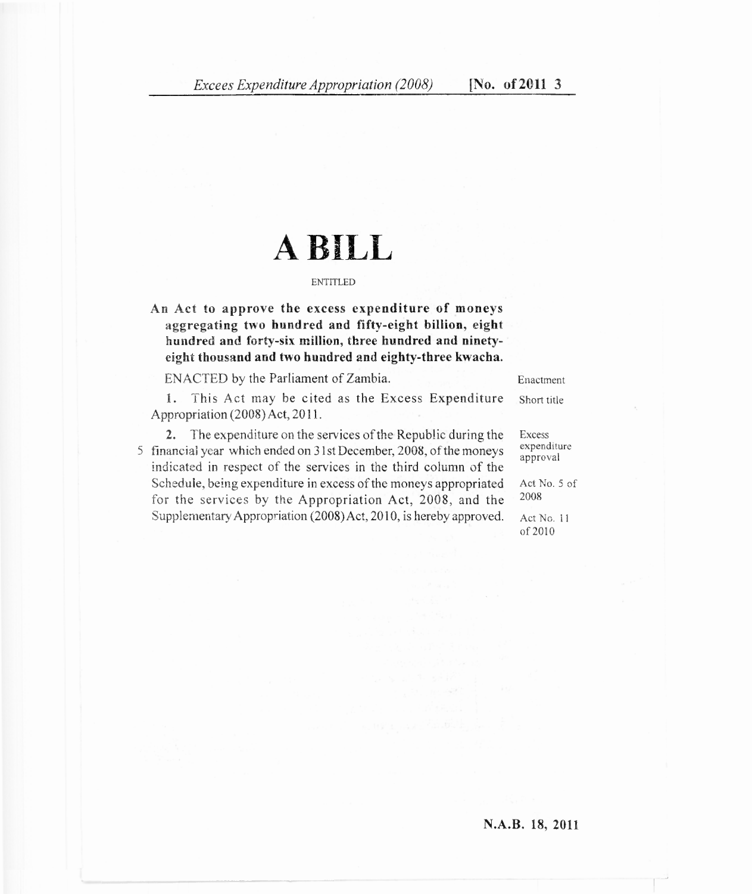# A BILL

ENTITLED

**An Act to approve the excess expenditure of moneys aggregating two hundred and fifty-eight billion, eight hundred and forty-six million, three hundred and ninety-eight thousand and two hundred and eighty-three kwacha.**

ENACTED by the Parliament of Zambia. *Enactment*

*Short title*

**1.** This Act may be cited as the Excess Expenditure Appropriation (2008) Act, 2011.

*Excess expenditure approval*

*Act No. 5 of 2008*

*Act No. 11 of 2010*

**2.** The expenditure on the services of the Republic during the financial year which ended on 31st December, 2008, of the moneys indicated in respect of the services in the third column of the Schedule, being expenditure in excess of the moneys appropriated for the services by the Appropriation Act, 2008, and the Supplementary Appropriation (2008) Act, 2010, is hereby approved.

N.A.B. 18, 2011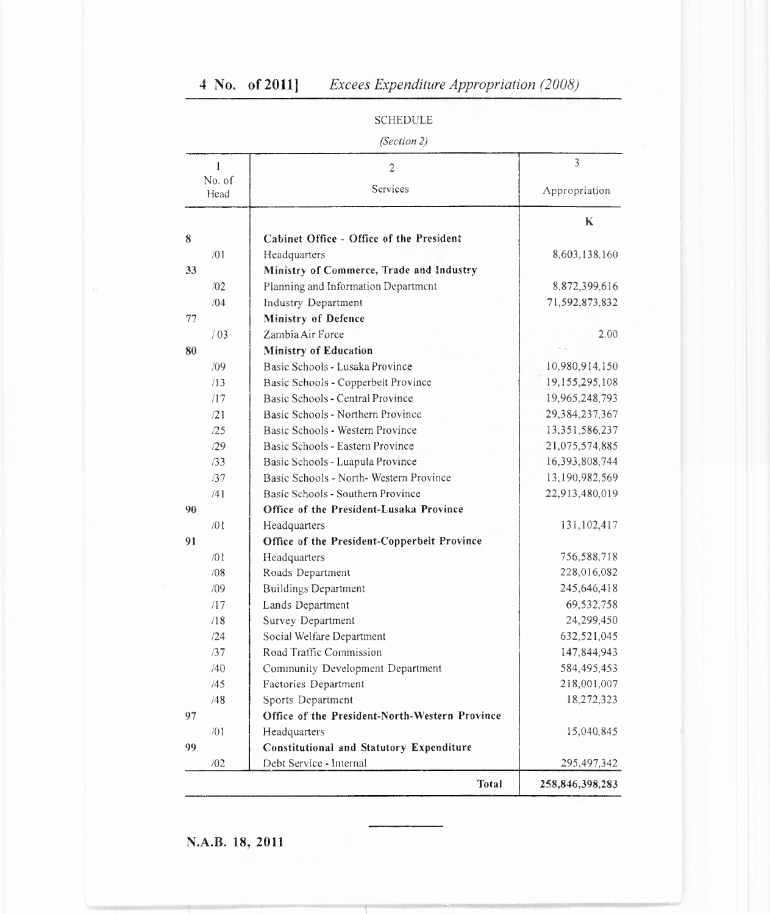## SCHEDULE

*(Section 2)*

| 1<br>No. of Head | | 2<br>Services | 3<br>Appropriation |
|---|---|---|---|
| | | | K |
| 8 | | **Cabinet Office - Office of the President** | |
| | /01 | Headquarters | 8,603,138,160 |
| 33 | | **Ministry of Commerce, Trade and Industry** | |
| | /02 | Planning and Information Department | 8,872,399,616 |
| | /04 | Industry Department | 71,592,873,832 |
| 77 | | **Ministry of Defence** | |
| | / 03 | Zambia Air Force | 2.00 |
| 80 | | **Ministry of Education** | |
| | /09 | Basic Schools - Lusaka Province | 10,980,914,150 |
| | /13 | Basic Schools - Copperbelt Province | 19,155,295,108 |
| | /17 | Basic Schools - Central Province | 19,965,248,793 |
| | /21 | Basic Schools - Northern Province | 29,384,237,367 |
| | /25 | Basic Schools - Western Province | 13,351,586,237 |
| | /29 | Basic Schools - Eastern Province | 21,075,574,885 |
| | /33 | Basic Schools - Luapula Province | 16,393,808,744 |
| | /37 | Basic Schools - North- Western Province | 13,190,982,569 |
| | /41 | Basic Schools - Southern Province | 22,913,480,019 |
| 90 | | **Office of the President-Lusaka Province** | |
| | /01 | Headquarters | 131,102,417 |
| 91 | | **Office of the President-Copperbelt Province** | |
| | /01 | Headquarters | 756,588,718 |
| | /08 | Roads Department | 228,016,082 |
| | /09 | Buildings Department | 245,646,418 |
| | /17 | Lands Department | 69,532,758 |
| | /18 | Survey Department | 24,299,450 |
| | /24 | Social Welfare Department | 632,521,045 |
| | /37 | Road Traffic Commission | 147,844,943 |
| | /40 | Community Development Department | 584,495,453 |
| | /45 | Factories Department | 218,001,007 |
| | /48 | Sports Department | 18,272,323 |
| 97 | | **Office of the President-North-Western Province** | |
| | /01 | Headquarters | 15,040,845 |
| 99 | | **Constitutional and Statutory Expenditure** | |
| | /02 | Debt Service - Internal | 295,497,342 |
| | | **Total** | **258,846,398,283** |

**N.A.B. 18, 2011**